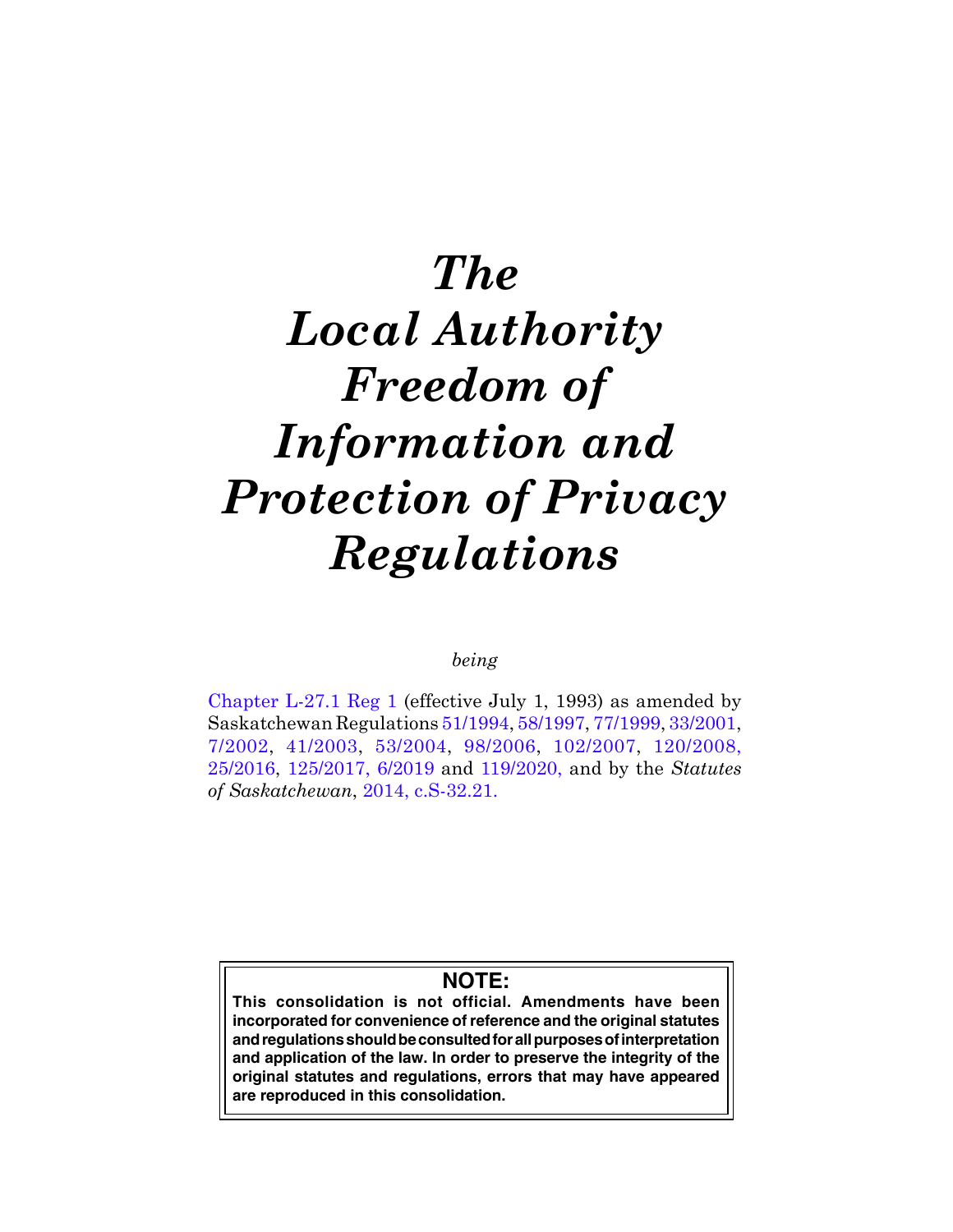# *The Local Authority Freedom of Information and Protection of Privacy Regulations*

*being*

Chapter L-27.1 Reg 1 (effective July 1, 1993) as amended by Saskatchewan Regulations 51/1994, 58/1997, 77/1999, 33/2001, 7/2002, 41/2003, 53/2004, 98/2006, 102/2007, 120/2008, 25/2016, 125/2017, 6/2019 and 119/2020, and by the *Statutes of Saskatchewan*, 2014, c.S-32.21.

**NOTE:**

**This consolidation is not official. Amendments have been incorporated for convenience of reference and the original statutes and regulations should be consulted for all purposes of interpretation and application of the law. In order to preserve the integrity of the original statutes and regulations, errors that may have appeared are reproduced in this consolidation.**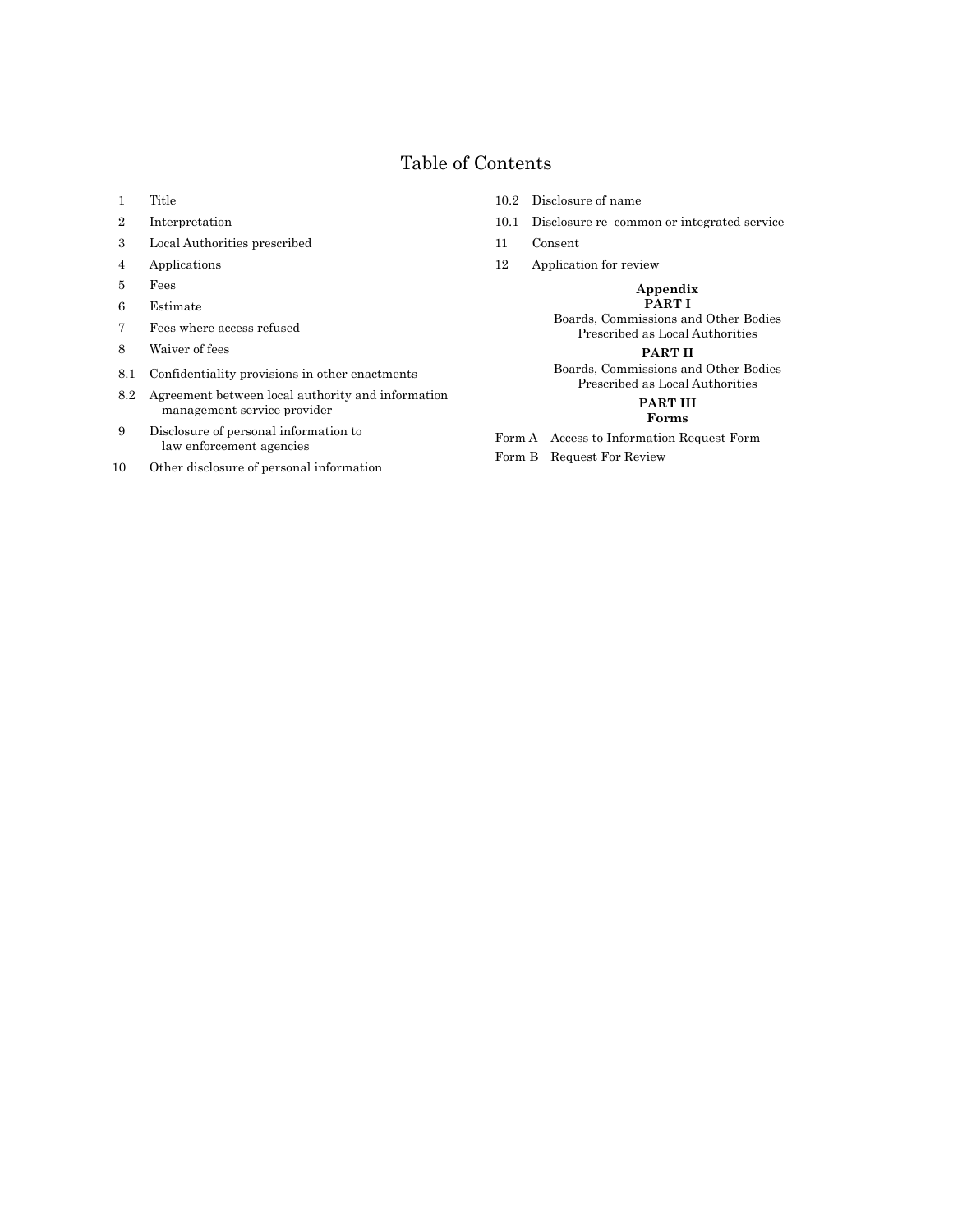# Table of Contents

1 Title

2 Interpretation

3 Local Authorities prescribed

4 Applications

5 Fees

6 Estimate

7 Fees where access refused

8 Waiver of fees

8.1 Confidentiality provisions in other enactments

8.2 Agreement between local authority and information management service provider

9 Disclosure of personal information to law enforcement agencies

10 Other disclosure of personal information

10.2 Disclosure of name

10.1 Disclosure re common or integrated service

11 Consent

12 Application for review

**Appendix**

**PART I**

Boards, Commissions and Other Bodies Prescribed as Local Authorities

**PART II**

Boards, Commissions and Other Bodies Prescribed as Local Authorities

**PART III**

**Forms**

Form A Access to Information Request Form

Form B Request For Review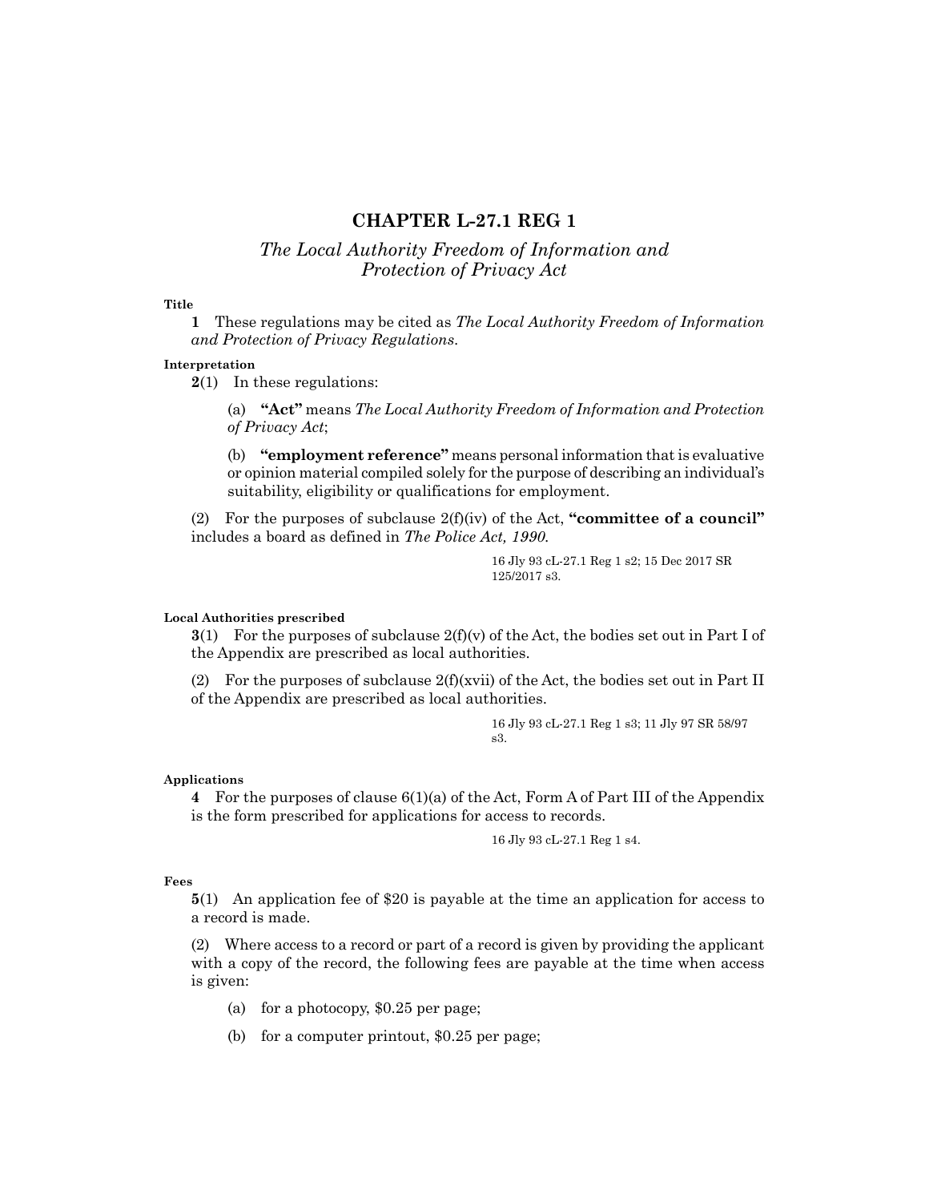# CHAPTER L-27.1 REG 1

## *The Local Authority Freedom of Information and Protection of Privacy Act*

**Title**

**1** These regulations may be cited as *The Local Authority Freedom of Information and Protection of Privacy Regulations*.

**Interpretation**

**2**(1) In these regulations:

(a) **"Act"** means *The Local Authority Freedom of Information and Protection of Privacy Act*;

(b) **"employment reference"** means personal information that is evaluative or opinion material compiled solely for the purpose of describing an individual's suitability, eligibility or qualifications for employment.

(2) For the purposes of subclause 2(f)(iv) of the Act, **"committee of a council"** includes a board as defined in *The Police Act, 1990*.

16 Jly 93 cL-27.1 Reg 1 s2; 15 Dec 2017 SR 125/2017 s3.

**Local Authorities prescribed**

**3**(1) For the purposes of subclause 2(f)(v) of the Act, the bodies set out in Part I of the Appendix are prescribed as local authorities.

(2) For the purposes of subclause 2(f)(xvii) of the Act, the bodies set out in Part II of the Appendix are prescribed as local authorities.

16 Jly 93 cL-27.1 Reg 1 s3; 11 Jly 97 SR 58/97 s3.

**Applications**

**4** For the purposes of clause 6(1)(a) of the Act, Form A of Part III of the Appendix is the form prescribed for applications for access to records.

16 Jly 93 cL-27.1 Reg 1 s4.

**Fees**

**5**(1) An application fee of $20 is payable at the time an application for access to a record is made.

(2) Where access to a record or part of a record is given by providing the applicant with a copy of the record, the following fees are payable at the time when access is given:

(a) for a photocopy, $0.25 per page;

(b) for a computer printout, $0.25 per page;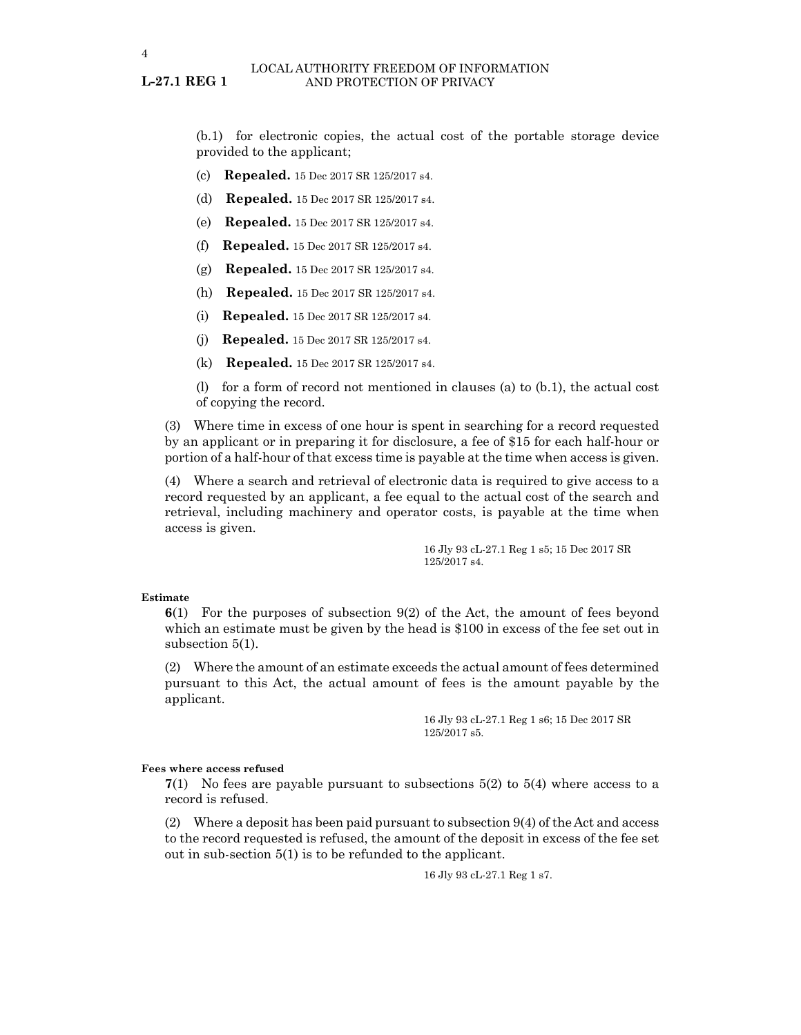(b.1) for electronic copies, the actual cost of the portable storage device provided to the applicant;

(c) **Repealed.** 15 Dec 2017 SR 125/2017 s4.

(d) **Repealed.** 15 Dec 2017 SR 125/2017 s4.

(e) **Repealed.** 15 Dec 2017 SR 125/2017 s4.

(f) **Repealed.** 15 Dec 2017 SR 125/2017 s4.

(g) **Repealed.** 15 Dec 2017 SR 125/2017 s4.

(h) **Repealed.** 15 Dec 2017 SR 125/2017 s4.

(i) **Repealed.** 15 Dec 2017 SR 125/2017 s4.

(j) **Repealed.** 15 Dec 2017 SR 125/2017 s4.

(k) **Repealed.** 15 Dec 2017 SR 125/2017 s4.

(l) for a form of record not mentioned in clauses (a) to (b.1), the actual cost of copying the record.

(3) Where time in excess of one hour is spent in searching for a record requested by an applicant or in preparing it for disclosure, a fee of $15 for each half-hour or portion of a half-hour of that excess time is payable at the time when access is given.

(4) Where a search and retrieval of electronic data is required to give access to a record requested by an applicant, a fee equal to the actual cost of the search and retrieval, including machinery and operator costs, is payable at the time when access is given.

16 Jly 93 cL-27.1 Reg 1 s5; 15 Dec 2017 SR 125/2017 s4.

**Estimate**

**6**(1) For the purposes of subsection 9(2) of the Act, the amount of fees beyond which an estimate must be given by the head is $100 in excess of the fee set out in subsection 5(1).

(2) Where the amount of an estimate exceeds the actual amount of fees determined pursuant to this Act, the actual amount of fees is the amount payable by the applicant.

16 Jly 93 cL-27.1 Reg 1 s6; 15 Dec 2017 SR 125/2017 s5.

**Fees where access refused**

**7**(1) No fees are payable pursuant to subsections 5(2) to 5(4) where access to a record is refused.

(2) Where a deposit has been paid pursuant to subsection 9(4) of the Act and access to the record requested is refused, the amount of the deposit in excess of the fee set out in sub-section 5(1) is to be refunded to the applicant.

16 Jly 93 cL-27.1 Reg 1 s7.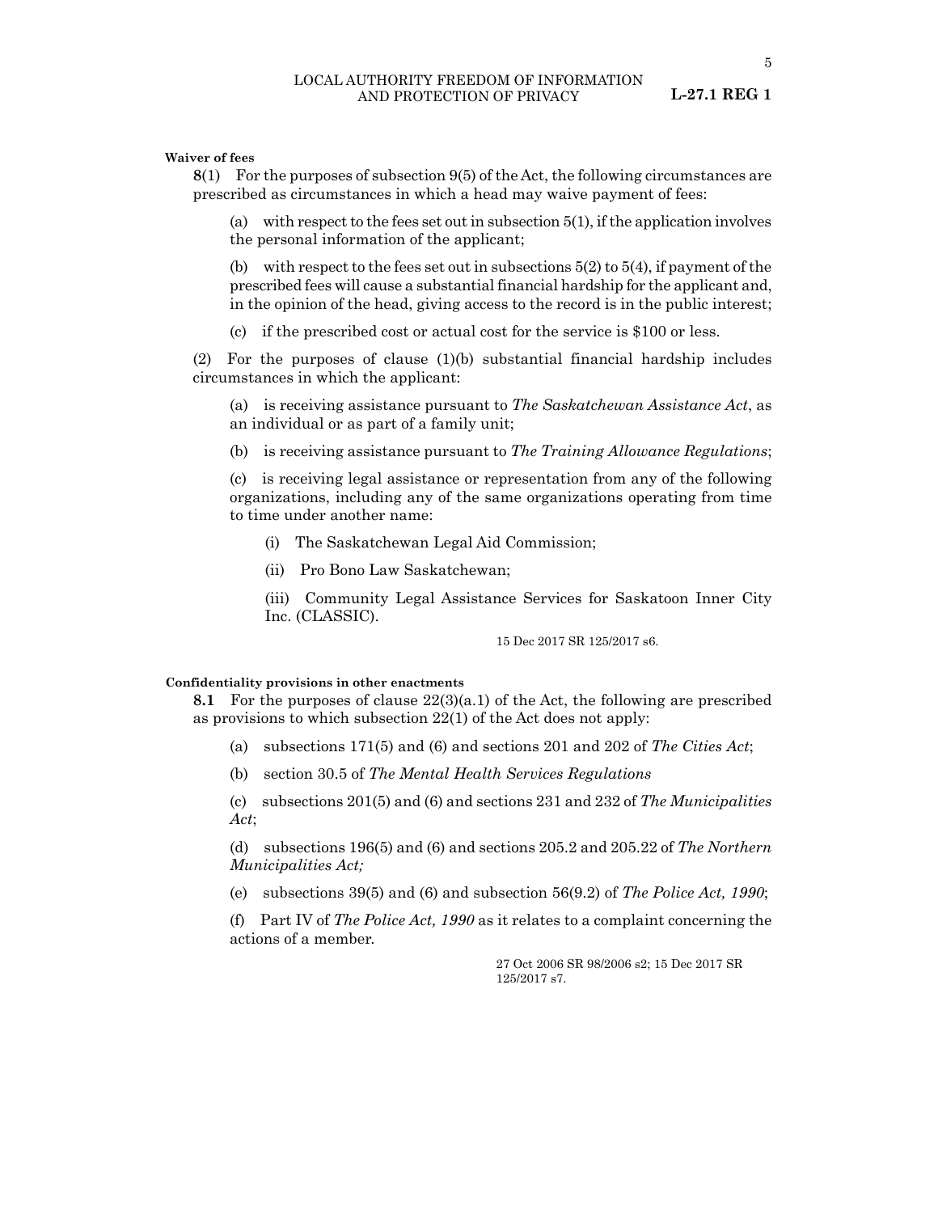**Waiver of fees**

**8**(1) For the purposes of subsection 9(5) of the Act, the following circumstances are prescribed as circumstances in which a head may waive payment of fees:

(a) with respect to the fees set out in subsection 5(1), if the application involves the personal information of the applicant;

(b) with respect to the fees set out in subsections 5(2) to 5(4), if payment of the prescribed fees will cause a substantial financial hardship for the applicant and, in the opinion of the head, giving access to the record is in the public interest;

(c) if the prescribed cost or actual cost for the service is $100 or less.

(2) For the purposes of clause (1)(b) substantial financial hardship includes circumstances in which the applicant:

(a) is receiving assistance pursuant to *The Saskatchewan Assistance Act*, as an individual or as part of a family unit;

(b) is receiving assistance pursuant to *The Training Allowance Regulations*;

(c) is receiving legal assistance or representation from any of the following organizations, including any of the same organizations operating from time to time under another name:

(i) The Saskatchewan Legal Aid Commission;

(ii) Pro Bono Law Saskatchewan;

(iii) Community Legal Assistance Services for Saskatoon Inner City Inc. (CLASSIC).

15 Dec 2017 SR 125/2017 s6.

**Confidentiality provisions in other enactments**

**8.1** For the purposes of clause 22(3)(a.1) of the Act, the following are prescribed as provisions to which subsection 22(1) of the Act does not apply:

(a) subsections 171(5) and (6) and sections 201 and 202 of *The Cities Act*;

(b) section 30.5 of *The Mental Health Services Regulations*

(c) subsections 201(5) and (6) and sections 231 and 232 of *The Municipalities Act*;

(d) subsections 196(5) and (6) and sections 205.2 and 205.22 of *The Northern Municipalities Act;*

(e) subsections 39(5) and (6) and subsection 56(9.2) of *The Police Act, 1990*;

(f) Part IV of *The Police Act, 1990* as it relates to a complaint concerning the actions of a member.

27 Oct 2006 SR 98/2006 s2; 15 Dec 2017 SR 125/2017 s7.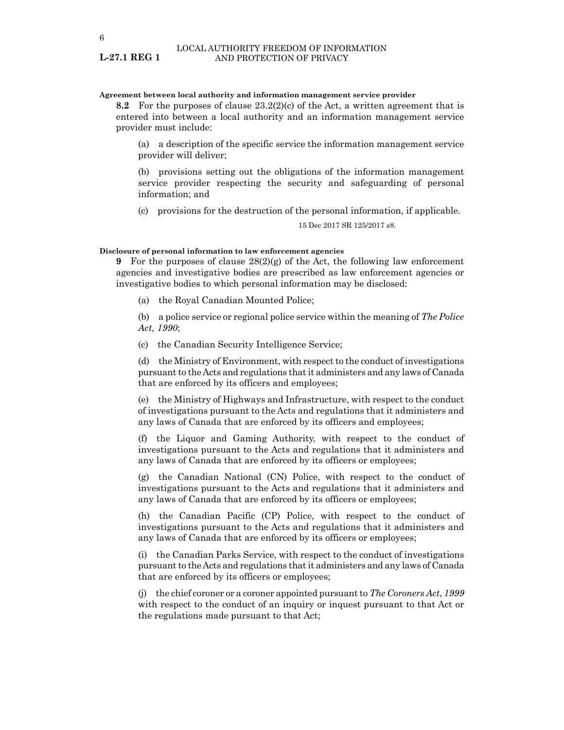**Agreement between local authority and information management service provider**

**8.2** For the purposes of clause 23.2(2)(c) of the Act, a written agreement that is entered into between a local authority and an information management service provider must include:

(a) a description of the specific service the information management service provider will deliver;

(b) provisions setting out the obligations of the information management service provider respecting the security and safeguarding of personal information; and

(c) provisions for the destruction of the personal information, if applicable.

15 Dec 2017 SR 125/2017 s8.

**Disclosure of personal information to law enforcement agencies**

**9** For the purposes of clause 28(2)(g) of the Act, the following law enforcement agencies and investigative bodies are prescribed as law enforcement agencies or investigative bodies to which personal information may be disclosed:

(a) the Royal Canadian Mounted Police;

(b) a police service or regional police service within the meaning of *The Police Act, 1990*;

(c) the Canadian Security Intelligence Service;

(d) the Ministry of Environment, with respect to the conduct of investigations pursuant to the Acts and regulations that it administers and any laws of Canada that are enforced by its officers and employees;

(e) the Ministry of Highways and Infrastructure, with respect to the conduct of investigations pursuant to the Acts and regulations that it administers and any laws of Canada that are enforced by its officers and employees;

(f) the Liquor and Gaming Authority, with respect to the conduct of investigations pursuant to the Acts and regulations that it administers and any laws of Canada that are enforced by its officers or employees;

(g) the Canadian National (CN) Police, with respect to the conduct of investigations pursuant to the Acts and regulations that it administers and any laws of Canada that are enforced by its officers or employees;

(h) the Canadian Pacific (CP) Police, with respect to the conduct of investigations pursuant to the Acts and regulations that it administers and any laws of Canada that are enforced by its officers or employees;

(i) the Canadian Parks Service, with respect to the conduct of investigations pursuant to the Acts and regulations that it administers and any laws of Canada that are enforced by its officers or employees;

(j) the chief coroner or a coroner appointed pursuant to *The Coroners Act, 1999* with respect to the conduct of an inquiry or inquest pursuant to that Act or the regulations made pursuant to that Act;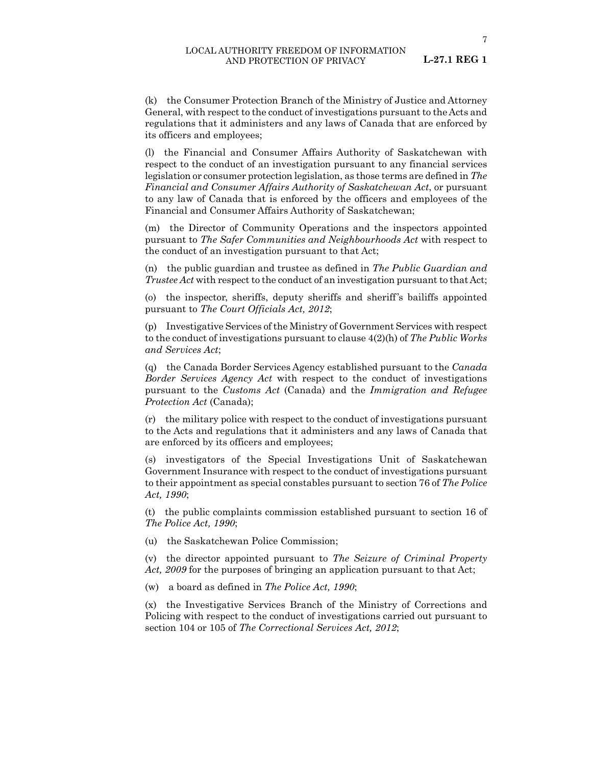(k) the Consumer Protection Branch of the Ministry of Justice and Attorney General, with respect to the conduct of investigations pursuant to the Acts and regulations that it administers and any laws of Canada that are enforced by its officers and employees;

(l) the Financial and Consumer Affairs Authority of Saskatchewan with respect to the conduct of an investigation pursuant to any financial services legislation or consumer protection legislation, as those terms are defined in *The Financial and Consumer Affairs Authority of Saskatchewan Act*, or pursuant to any law of Canada that is enforced by the officers and employees of the Financial and Consumer Affairs Authority of Saskatchewan;

(m) the Director of Community Operations and the inspectors appointed pursuant to *The Safer Communities and Neighbourhoods Act* with respect to the conduct of an investigation pursuant to that Act;

(n) the public guardian and trustee as defined in *The Public Guardian and Trustee Act* with respect to the conduct of an investigation pursuant to that Act;

(o) the inspector, sheriffs, deputy sheriffs and sheriff's bailiffs appointed pursuant to *The Court Officials Act, 2012*;

(p) Investigative Services of the Ministry of Government Services with respect to the conduct of investigations pursuant to clause 4(2)(h) of *The Public Works and Services Act*;

(q) the Canada Border Services Agency established pursuant to the *Canada Border Services Agency Act* with respect to the conduct of investigations pursuant to the *Customs Act* (Canada) and the *Immigration and Refugee Protection Act* (Canada);

(r) the military police with respect to the conduct of investigations pursuant to the Acts and regulations that it administers and any laws of Canada that are enforced by its officers and employees;

(s) investigators of the Special Investigations Unit of Saskatchewan Government Insurance with respect to the conduct of investigations pursuant to their appointment as special constables pursuant to section 76 of *The Police Act, 1990*;

(t) the public complaints commission established pursuant to section 16 of *The Police Act, 1990*;

(u) the Saskatchewan Police Commission;

(v) the director appointed pursuant to *The Seizure of Criminal Property Act, 2009* for the purposes of bringing an application pursuant to that Act;

(w) a board as defined in *The Police Act, 1990*;

(x) the Investigative Services Branch of the Ministry of Corrections and Policing with respect to the conduct of investigations carried out pursuant to section 104 or 105 of *The Correctional Services Act, 2012*;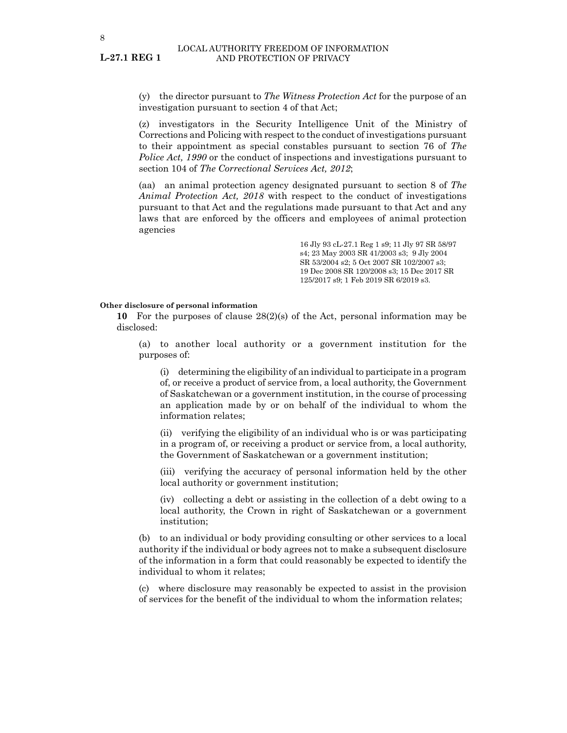(y) the director pursuant to *The Witness Protection Act* for the purpose of an investigation pursuant to section 4 of that Act;

(z) investigators in the Security Intelligence Unit of the Ministry of Corrections and Policing with respect to the conduct of investigations pursuant to their appointment as special constables pursuant to section 76 of *The Police Act, 1990* or the conduct of inspections and investigations pursuant to section 104 of *The Correctional Services Act, 2012*;

(aa) an animal protection agency designated pursuant to section 8 of *The Animal Protection Act, 2018* with respect to the conduct of investigations pursuant to that Act and the regulations made pursuant to that Act and any laws that are enforced by the officers and employees of animal protection agencies

16 Jly 93 cL-27.1 Reg 1 s9; 11 Jly 97 SR 58/97 s4; 23 May 2003 SR 41/2003 s3; 9 Jly 2004 SR 53/2004 s2; 5 Oct 2007 SR 102/2007 s3; 19 Dec 2008 SR 120/2008 s3; 15 Dec 2017 SR 125/2017 s9; 1 Feb 2019 SR 6/2019 s3.

**Other disclosure of personal information**

**10** For the purposes of clause 28(2)(s) of the Act, personal information may be disclosed:

(a) to another local authority or a government institution for the purposes of:

(i) determining the eligibility of an individual to participate in a program of, or receive a product of service from, a local authority, the Government of Saskatchewan or a government institution, in the course of processing an application made by or on behalf of the individual to whom the information relates;

(ii) verifying the eligibility of an individual who is or was participating in a program of, or receiving a product or service from, a local authority, the Government of Saskatchewan or a government institution;

(iii) verifying the accuracy of personal information held by the other local authority or government institution;

(iv) collecting a debt or assisting in the collection of a debt owing to a local authority, the Crown in right of Saskatchewan or a government institution;

(b) to an individual or body providing consulting or other services to a local authority if the individual or body agrees not to make a subsequent disclosure of the information in a form that could reasonably be expected to identify the individual to whom it relates;

(c) where disclosure may reasonably be expected to assist in the provision of services for the benefit of the individual to whom the information relates;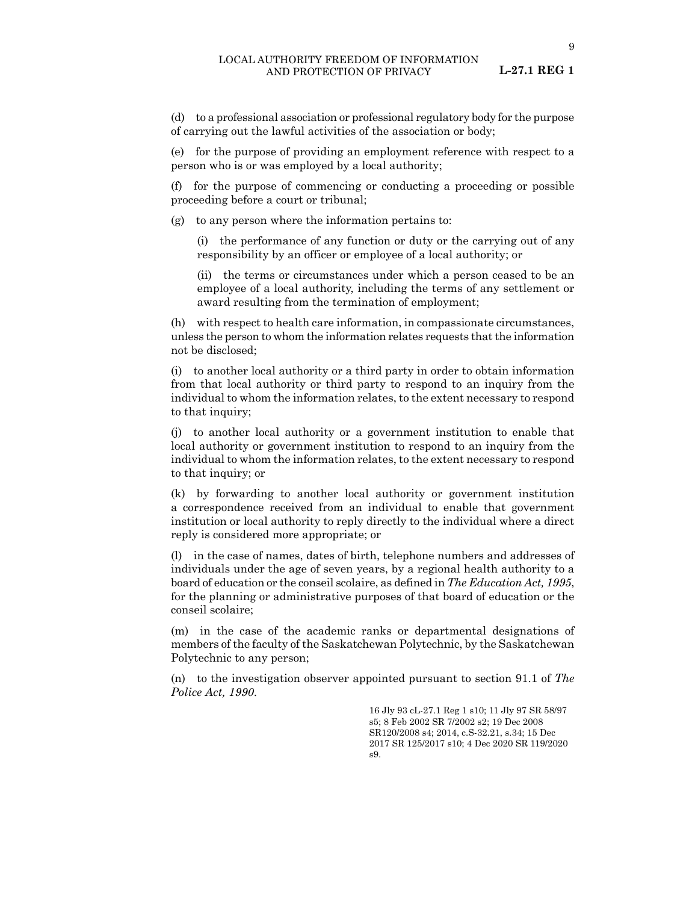(d) to a professional association or professional regulatory body for the purpose of carrying out the lawful activities of the association or body;

(e) for the purpose of providing an employment reference with respect to a person who is or was employed by a local authority;

(f) for the purpose of commencing or conducting a proceeding or possible proceeding before a court or tribunal;

(g) to any person where the information pertains to:

(i) the performance of any function or duty or the carrying out of any responsibility by an officer or employee of a local authority; or

(ii) the terms or circumstances under which a person ceased to be an employee of a local authority, including the terms of any settlement or award resulting from the termination of employment;

(h) with respect to health care information, in compassionate circumstances, unless the person to whom the information relates requests that the information not be disclosed;

(i) to another local authority or a third party in order to obtain information from that local authority or third party to respond to an inquiry from the individual to whom the information relates, to the extent necessary to respond to that inquiry;

(j) to another local authority or a government institution to enable that local authority or government institution to respond to an inquiry from the individual to whom the information relates, to the extent necessary to respond to that inquiry; or

(k) by forwarding to another local authority or government institution a correspondence received from an individual to enable that government institution or local authority to reply directly to the individual where a direct reply is considered more appropriate; or

(l) in the case of names, dates of birth, telephone numbers and addresses of individuals under the age of seven years, by a regional health authority to a board of education or the conseil scolaire, as defined in *The Education Act, 1995*, for the planning or administrative purposes of that board of education or the conseil scolaire;

(m) in the case of the academic ranks or departmental designations of members of the faculty of the Saskatchewan Polytechnic, by the Saskatchewan Polytechnic to any person;

(n) to the investigation observer appointed pursuant to section 91.1 of *The Police Act, 1990*.

16 Jly 93 cL-27.1 Reg 1 s10; 11 Jly 97 SR 58/97 s5; 8 Feb 2002 SR 7/2002 s2; 19 Dec 2008 SR120/2008 s4; 2014, c.S-32.21, s.34; 15 Dec 2017 SR 125/2017 s10; 4 Dec 2020 SR 119/2020 s9.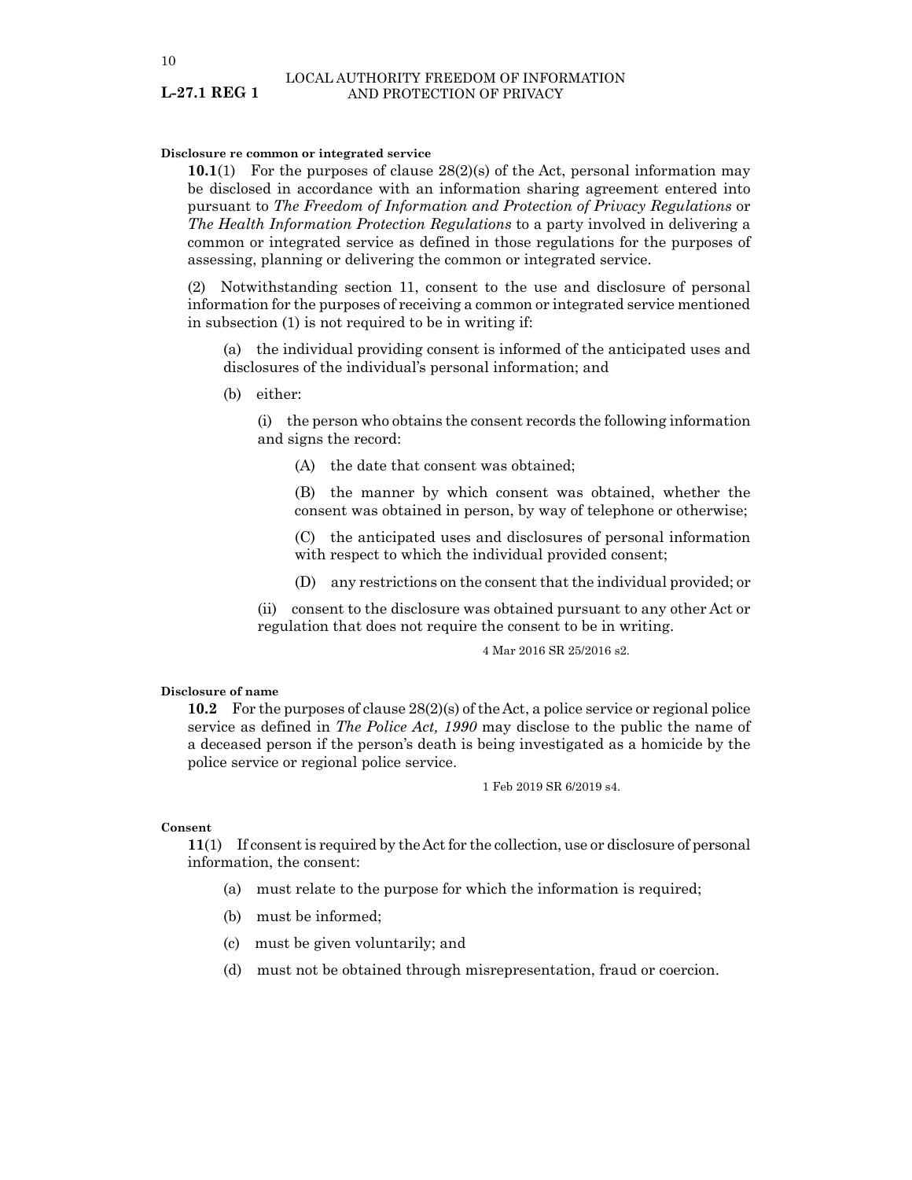**Disclosure re common or integrated service**

**10.1**(1) For the purposes of clause 28(2)(s) of the Act, personal information may be disclosed in accordance with an information sharing agreement entered into pursuant to *The Freedom of Information and Protection of Privacy Regulations* or *The Health Information Protection Regulations* to a party involved in delivering a common or integrated service as defined in those regulations for the purposes of assessing, planning or delivering the common or integrated service.

(2) Notwithstanding section 11, consent to the use and disclosure of personal information for the purposes of receiving a common or integrated service mentioned in subsection (1) is not required to be in writing if:

(a) the individual providing consent is informed of the anticipated uses and disclosures of the individual's personal information; and

(b) either:

(i) the person who obtains the consent records the following information and signs the record:

(A) the date that consent was obtained;

(B) the manner by which consent was obtained, whether the consent was obtained in person, by way of telephone or otherwise;

(C) the anticipated uses and disclosures of personal information with respect to which the individual provided consent;

(D) any restrictions on the consent that the individual provided; or

(ii) consent to the disclosure was obtained pursuant to any other Act or regulation that does not require the consent to be in writing.

4 Mar 2016 SR 25/2016 s2.

**Disclosure of name**

**10.2** For the purposes of clause 28(2)(s) of the Act, a police service or regional police service as defined in *The Police Act, 1990* may disclose to the public the name of a deceased person if the person's death is being investigated as a homicide by the police service or regional police service.

1 Feb 2019 SR 6/2019 s4.

**Consent**

**11**(1) If consent is required by the Act for the collection, use or disclosure of personal information, the consent:

(a) must relate to the purpose for which the information is required;

(b) must be informed;

(c) must be given voluntarily; and

(d) must not be obtained through misrepresentation, fraud or coercion.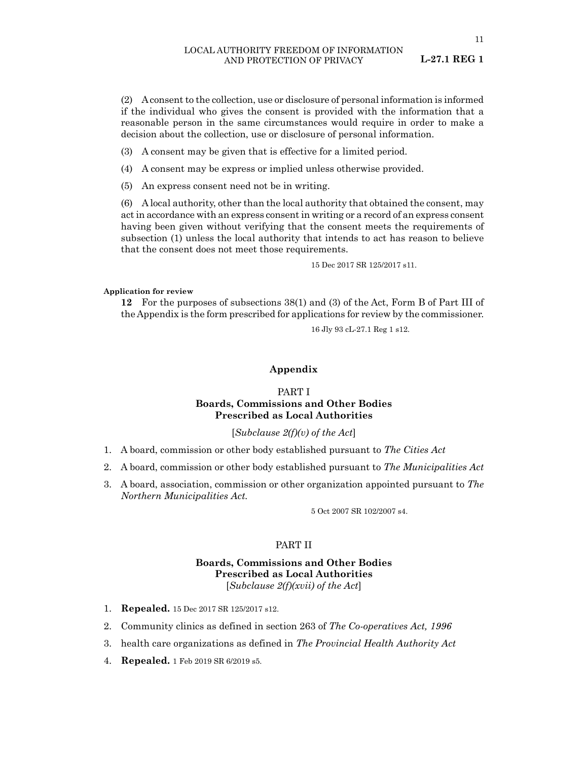(2) A consent to the collection, use or disclosure of personal information is informed if the individual who gives the consent is provided with the information that a reasonable person in the same circumstances would require in order to make a decision about the collection, use or disclosure of personal information.

(3) A consent may be given that is effective for a limited period.

(4) A consent may be express or implied unless otherwise provided.

(5) An express consent need not be in writing.

(6) A local authority, other than the local authority that obtained the consent, may act in accordance with an express consent in writing or a record of an express consent having been given without verifying that the consent meets the requirements of subsection (1) unless the local authority that intends to act has reason to believe that the consent does not meet those requirements.

15 Dec 2017 SR 125/2017 s11.

**Application for review**

**12** For the purposes of subsections 38(1) and (3) of the Act, Form B of Part III of the Appendix is the form prescribed for applications for review by the commissioner.

16 Jly 93 cL-27.1 Reg 1 s12.

## Appendix

### PART I
### Boards, Commissions and Other Bodies Prescribed as Local Authorities

[*Subclause 2(f)(v) of the Act*]

1. A board, commission or other body established pursuant to *The Cities Act*
2. A board, commission or other body established pursuant to *The Municipalities Act*
3. A board, association, commission or other organization appointed pursuant to *The Northern Municipalities Act.*

5 Oct 2007 SR 102/2007 s4.

### PART II
### Boards, Commissions and Other Bodies Prescribed as Local Authorities

[*Subclause 2(f)(xvii) of the Act*]

1. **Repealed.** 15 Dec 2017 SR 125/2017 s12.
2. Community clinics as defined in section 263 of *The Co-operatives Act, 1996*
3. health care organizations as defined in *The Provincial Health Authority Act*
4. **Repealed.** 1 Feb 2019 SR 6/2019 s5.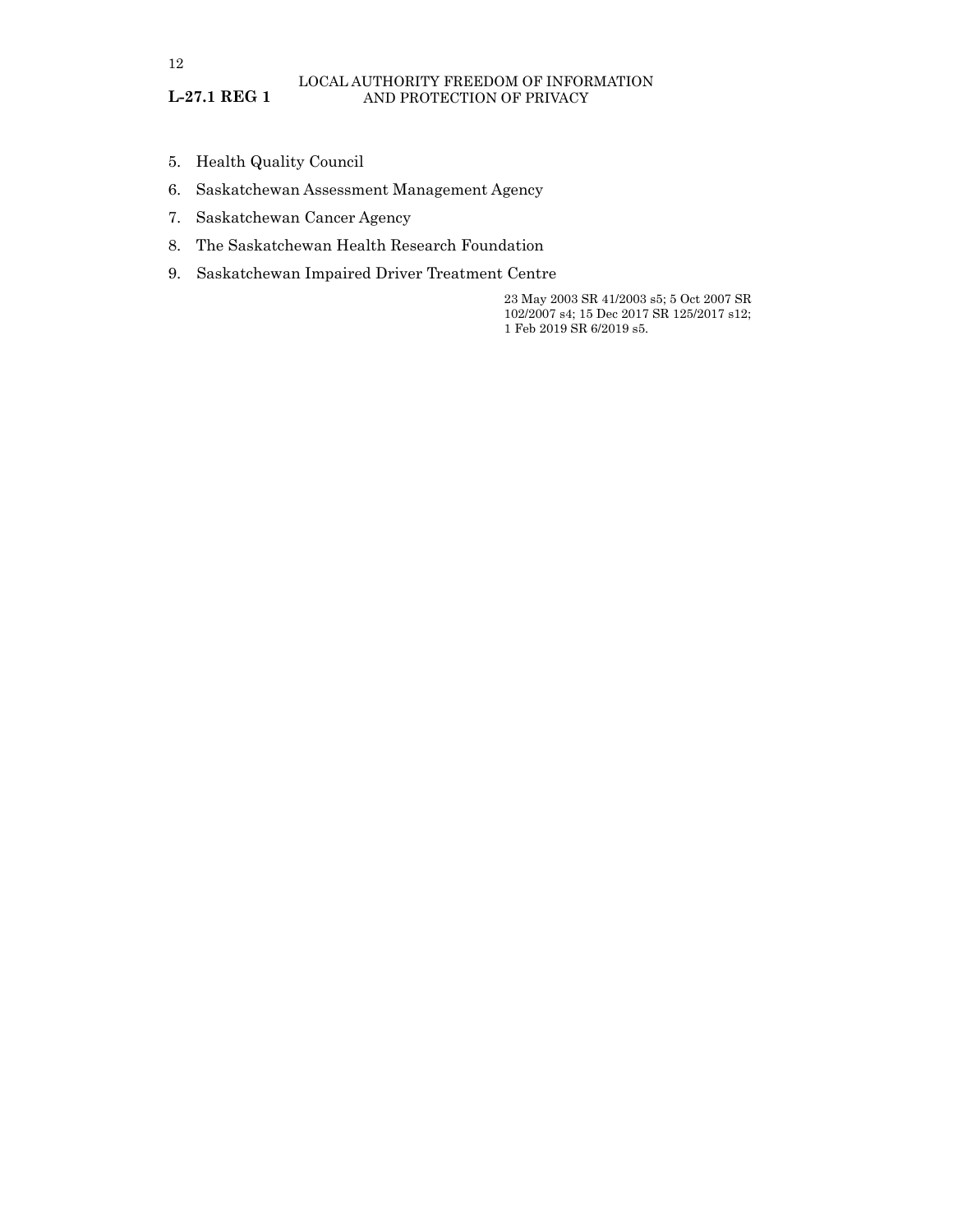5. Health Quality Council
6. Saskatchewan Assessment Management Agency
7. Saskatchewan Cancer Agency
8. The Saskatchewan Health Research Foundation
9. Saskatchewan Impaired Driver Treatment Centre

23 May 2003 SR 41/2003 s5; 5 Oct 2007 SR 102/2007 s4; 15 Dec 2017 SR 125/2017 s12; 1 Feb 2019 SR 6/2019 s5.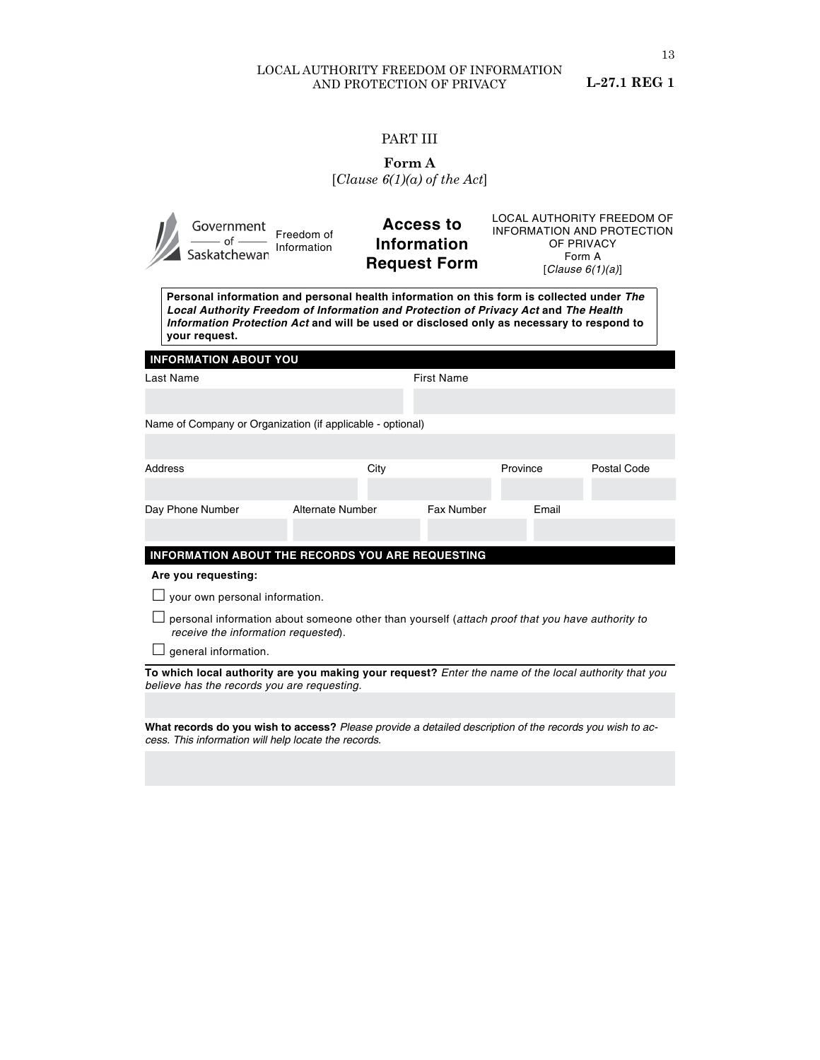# PART III

## Form A

[*Clause 6(1)(a) of the Act*]

Government of Saskatchewan — Freedom of Information

**Access to Information Request Form**

LOCAL AUTHORITY FREEDOM OF INFORMATION AND PROTECTION OF PRIVACY
Form A
[*Clause 6(1)(a)*]

**Personal information and personal health information on this form is collected under *The Local Authority Freedom of Information and Protection of Privacy Act* and *The Health Information Protection Act* and will be used or disclosed only as necessary to respond to your request.**

### INFORMATION ABOUT YOU

| Last Name | First Name |
|---|---|
| | |

| Name of Company or Organization (if applicable - optional) |
|---|
| |

| Address | City | Province | Postal Code |
|---|---|---|---|
| | | | |

| Day Phone Number | Alternate Number | Fax Number | Email |
|---|---|---|---|
| | | | |

### INFORMATION ABOUT THE RECORDS YOU ARE REQUESTING

**Are you requesting:**

☐ your own personal information.

☐ personal information about someone other than yourself (*attach proof that you have authority to receive the information requested*).

☐ general information.

**To which local authority are you making your request?** *Enter the name of the local authority that you believe has the records you are requesting.*

**What records do you wish to access?** *Please provide a detailed description of the records you wish to access. This information will help locate the records.*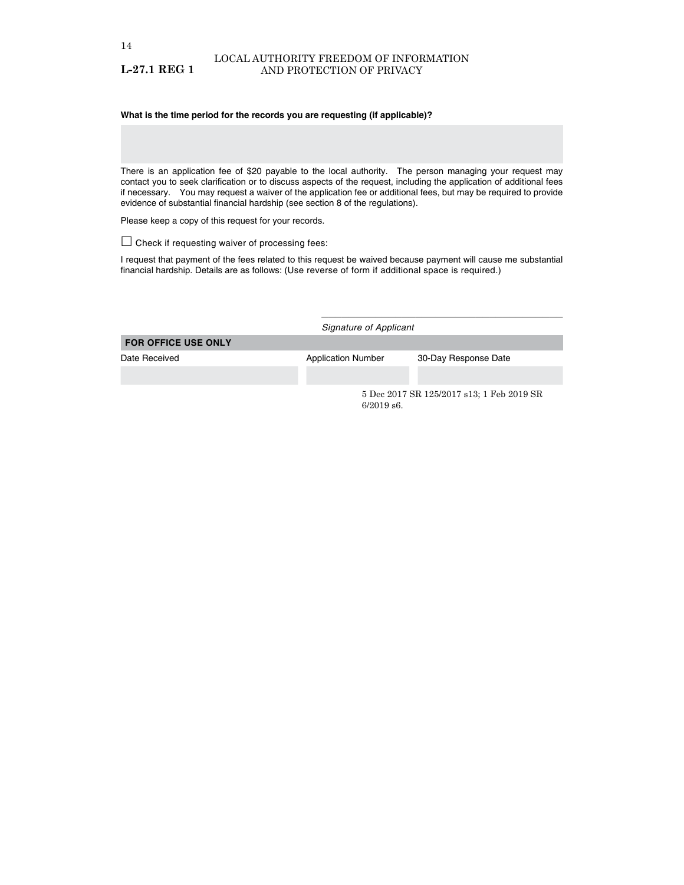**What is the time period for the records you are requesting (if applicable)?**

There is an application fee of $20 payable to the local authority. The person managing your request may contact you to seek clarification or to discuss aspects of the request, including the application of additional fees if necessary. You may request a waiver of the application fee or additional fees, but may be required to provide evidence of substantial financial hardship (see section 8 of the regulations).

Please keep a copy of this request for your records.

☐ Check if requesting waiver of processing fees:

I request that payment of the fees related to this request be waived because payment will cause me substantial financial hardship. Details are as follows: (Use reverse of form if additional space is required.)

\_\_\_\_\_\_\_\_\_\_\_\_\_\_\_\_\_\_\_\_\_\_\_\_\_\_\_\_\_\_\_\_
*Signature of Applicant*

| **FOR OFFICE USE ONLY** | | |
|---|---|---|
| Date Received | Application Number | 30-Day Response Date |
| | | |

5 Dec 2017 SR 125/2017 s13; 1 Feb 2019 SR 6/2019 s6.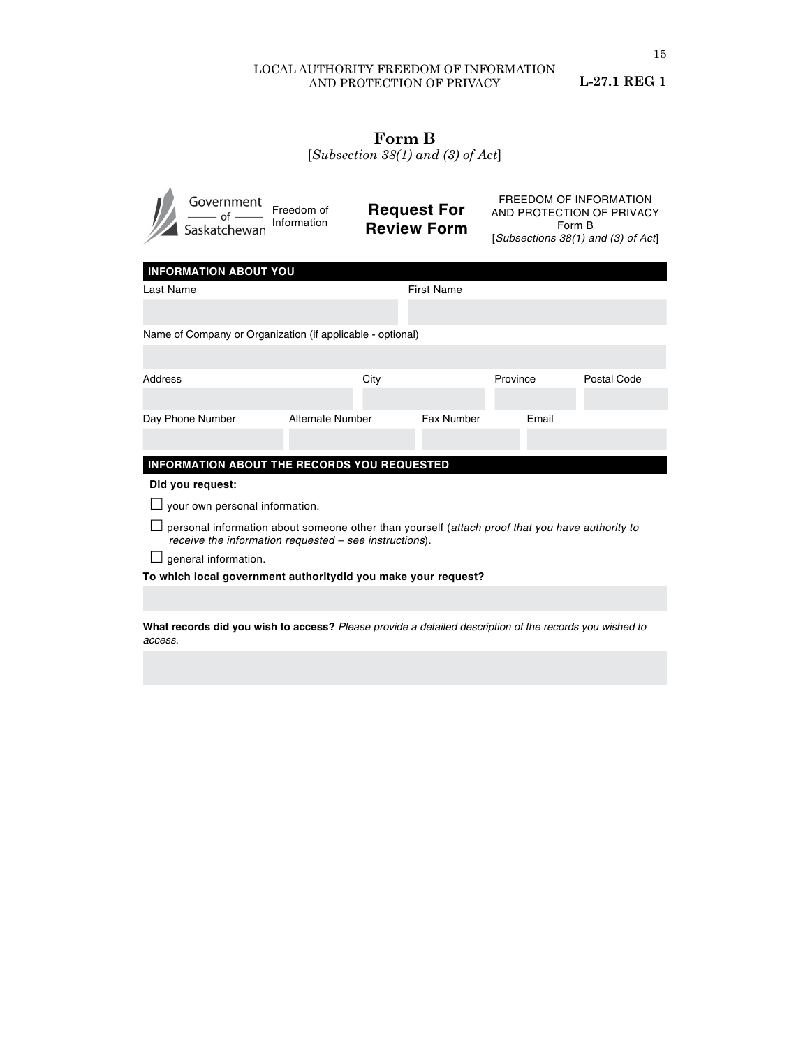# Form B

[*Subsection 38(1) and (3) of Act*]

Government of Saskatchewan — Freedom of Information

## Request For Review Form

FREEDOM OF INFORMATION AND PROTECTION OF PRIVACY
Form B
[*Subsections 38(1) and (3) of Act*]

### INFORMATION ABOUT YOU

| Last Name | | First Name | |
|---|---|---|---|
| | | | |

Name of Company or Organization (if applicable - optional)

| Address | City | Province | Postal Code |
|---|---|---|---|
| | | | |

| Day Phone Number | Alternate Number | Fax Number | Email |
|---|---|---|---|
| | | | |

### INFORMATION ABOUT THE RECORDS YOU REQUESTED

**Did you request:**

☐ your own personal information.

☐ personal information about someone other than yourself (*attach proof that you have authority to receive the information requested – see instructions*).

☐ general information.

**To which local government authoritydid you make your request?**

**What records did you wish to access?** *Please provide a detailed description of the records you wished to access.*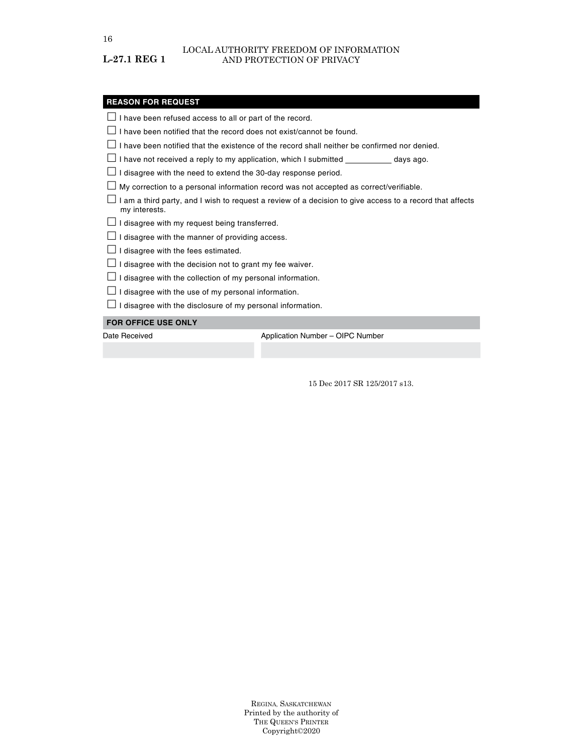## REASON FOR REQUEST

- ☐ I have been refused access to all or part of the record.
- ☐ I have been notified that the record does not exist/cannot be found.
- ☐ I have been notified that the existence of the record shall neither be confirmed nor denied.
- ☐ I have not received a reply to my application, which I submitted __________ days ago.
- ☐ I disagree with the need to extend the 30-day response period.
- ☐ My correction to a personal information record was not accepted as correct/verifiable.
- ☐ I am a third party, and I wish to request a review of a decision to give access to a record that affects my interests.
- ☐ I disagree with my request being transferred.
- ☐ I disagree with the manner of providing access.
- ☐ I disagree with the fees estimated.
- ☐ I disagree with the decision not to grant my fee waiver.
- ☐ I disagree with the collection of my personal information.
- ☐ I disagree with the use of my personal information.
- ☐ I disagree with the disclosure of my personal information.

## FOR OFFICE USE ONLY

| Date Received | Application Number – OIPC Number |
|---|---|
| | |

15 Dec 2017 SR 125/2017 s13.

REGINA, SASKATCHEWAN
Printed by the authority of
THE QUEEN'S PRINTER
Copyright©2020